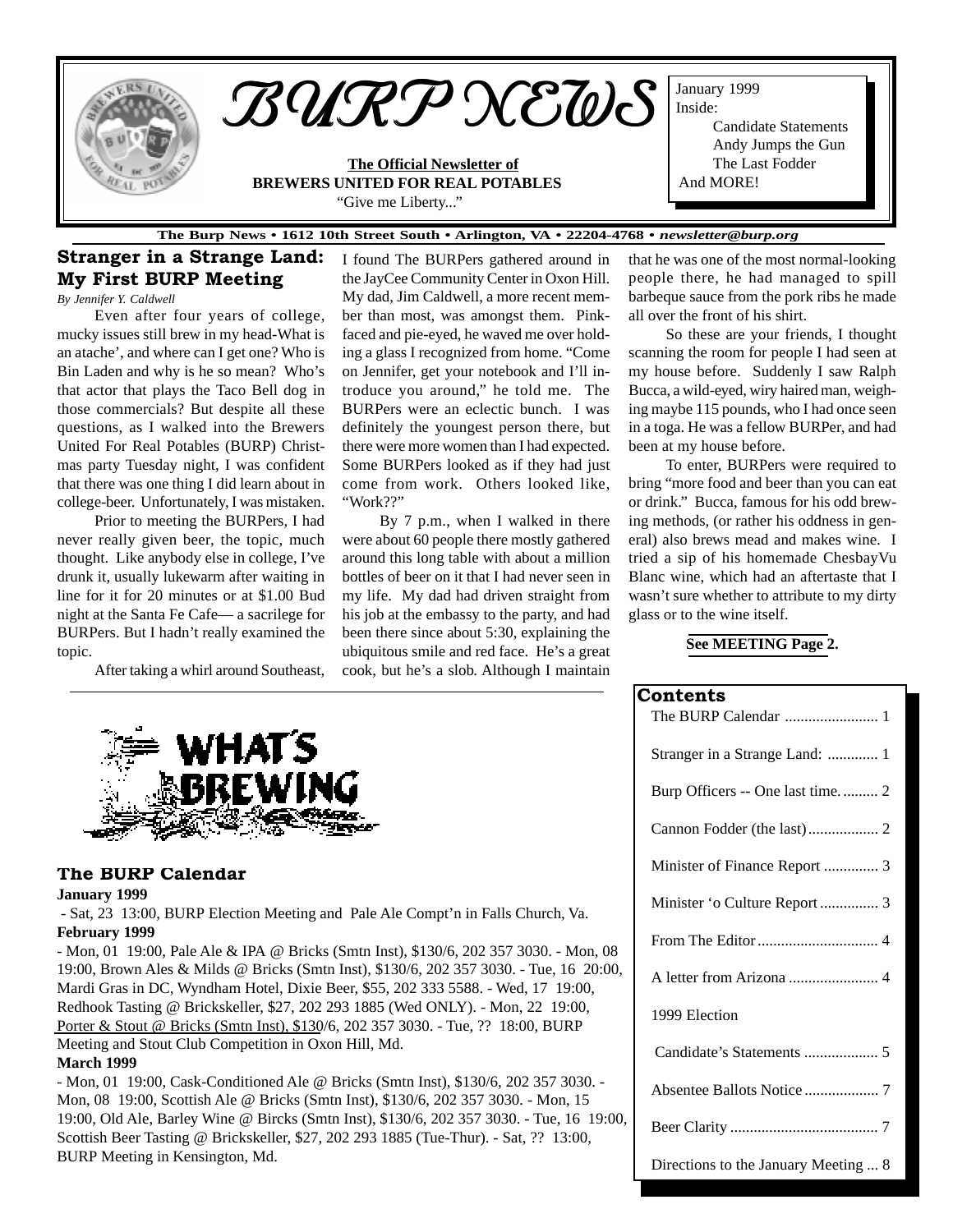# BURP NEWS

**The Official Newsletter of**
**BREWERS UNITED FOR REAL POTABLES**
"Give me Liberty..."

January 1999
Inside:
Candidate Statements
Andy Jumps the Gun
The Last Fodder
And MORE!

**The Burp News • 1612 10th Street South • Arlington, VA • 22204-4768 • *newsletter@burp.org***

## Stranger in a Strange Land: My First BURP Meeting

*By Jennifer Y. Caldwell*

Even after four years of college, mucky issues still brew in my head-What is an atache', and where can I get one? Who is Bin Laden and why is he so mean? Who's that actor that plays the Taco Bell dog in those commercials? But despite all these questions, as I walked into the Brewers United For Real Potables (BURP) Christmas party Tuesday night, I was confident that there was one thing I did learn about in college-beer. Unfortunately, I was mistaken.

Prior to meeting the BURPers, I had never really given beer, the topic, much thought. Like anybody else in college, I've drunk it, usually lukewarm after waiting in line for it for 20 minutes or at $1.00 Bud night at the Santa Fe Cafe— a sacrilege for BURPers. But I hadn't really examined the topic.

After taking a whirl around Southeast, I found The BURPers gathered around in the JayCee Community Center in Oxon Hill. My dad, Jim Caldwell, a more recent member than most, was amongst them. Pink-faced and pie-eyed, he waved me over holding a glass I recognized from home. "Come on Jennifer, get your notebook and I'll introduce you around," he told me. The BURPers were an eclectic bunch. I was definitely the youngest person there, but there were more women than I had expected. Some BURPers looked as if they had just come from work. Others looked like, "Work??"

By 7 p.m., when I walked in there were about 60 people there mostly gathered around this long table with about a million bottles of beer on it that I had never seen in my life. My dad had driven straight from his job at the embassy to the party, and had been there since about 5:30, explaining the ubiquitous smile and red face. He's a great cook, but he's a slob. Although I maintain that he was one of the most normal-looking people there, he had managed to spill barbeque sauce from the pork ribs he made all over the front of his shirt.

So these are your friends, I thought scanning the room for people I had seen at my house before. Suddenly I saw Ralph Bucca, a wild-eyed, wiry haired man, weighing maybe 115 pounds, who I had once seen in a toga. He was a fellow BURPer, and had been at my house before.

To enter, BURPers were required to bring "more food and beer than you can eat or drink." Bucca, famous for his odd brewing methods, (or rather his oddness in general) also brews mead and makes wine. I tried a sip of his homemade ChesbayVu Blanc wine, which had an aftertaste that I wasn't sure whether to attribute to my dirty glass or to the wine itself.

**See MEETING Page 2.**

## WHAT'S BREWING

### The BURP Calendar

**January 1999**

- Sat, 23 13:00, BURP Election Meeting and Pale Ale Compt'n in Falls Church, Va.

**February 1999**

- Mon, 01 19:00, Pale Ale & IPA @ Bricks (Smtn Inst), $130/6, 202 357 3030. - Mon, 08 19:00, Brown Ales & Milds @ Bricks (Smtn Inst), $130/6, 202 357 3030. - Tue, 16 20:00, Mardi Gras in DC, Wyndham Hotel, Dixie Beer, $55, 202 333 5588. - Wed, 17 19:00, Redhook Tasting @ Brickskeller, $27, 202 293 1885 (Wed ONLY). - Mon, 22 19:00, Porter & Stout @ Bricks (Smtn Inst), $130/6, 202 357 3030. - Tue, ?? 18:00, BURP Meeting and Stout Club Competition in Oxon Hill, Md.

**March 1999**

- Mon, 01 19:00, Cask-Conditioned Ale @ Bricks (Smtn Inst), $130/6, 202 357 3030. - Mon, 08 19:00, Scottish Ale @ Bricks (Smtn Inst), $130/6, 202 357 3030. - Mon, 15 19:00, Old Ale, Barley Wine @ Bircks (Smtn Inst), $130/6, 202 357 3030. - Tue, 16 19:00, Scottish Beer Tasting @ Brickskeller, $27, 202 293 1885 (Tue-Thur). - Sat, ?? 13:00, BURP Meeting in Kensington, Md.

## Contents

| | |
|---|---|
| The BURP Calendar | 1 |
| Stranger in a Strange Land: | 1 |
| Burp Officers -- One last time. | 2 |
| Cannon Fodder (the last) | 2 |
| Minister of Finance Report | 3 |
| Minister 'o Culture Report | 3 |
| From The Editor | 4 |
| A letter from Arizona | 4 |
| 1999 Election | |
| Candidate's Statements | 5 |
| Absentee Ballots Notice | 7 |
| Beer Clarity | 7 |
| Directions to the January Meeting | 8 |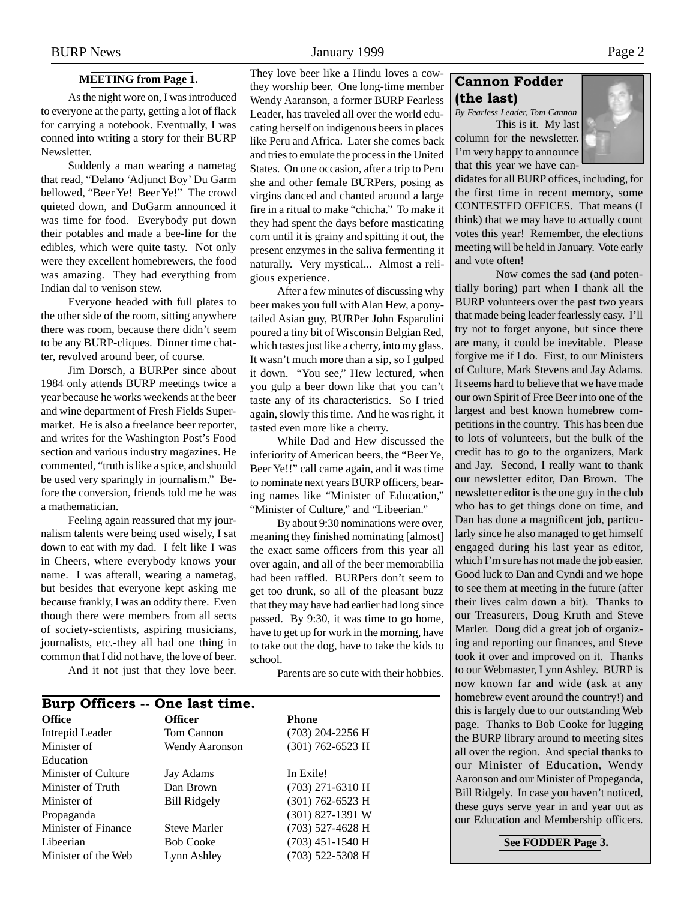**MEETING from Page 1.**

As the night wore on, I was introduced to everyone at the party, getting a lot of flack for carrying a notebook. Eventually, I was conned into writing a story for their BURP Newsletter.

Suddenly a man wearing a nametag that read, "Delano 'Adjunct Boy' Du Garm bellowed, "Beer Ye! Beer Ye!" The crowd quieted down, and DuGarm announced it was time for food. Everybody put down their potables and made a bee-line for the edibles, which were quite tasty. Not only were they excellent homebrewers, the food was amazing. They had everything from Indian dal to venison stew.

Everyone headed with full plates to the other side of the room, sitting anywhere there was room, because there didn't seem to be any BURP-cliques. Dinner time chatter, revolved around beer, of course.

Jim Dorsch, a BURPer since about 1984 only attends BURP meetings twice a year because he works weekends at the beer and wine department of Fresh Fields Supermarket. He is also a freelance beer reporter, and writes for the Washington Post's Food section and various industry magazines. He commented, "truth is like a spice, and should be used very sparingly in journalism." Before the conversion, friends told me he was a mathematician.

Feeling again reassured that my journalism talents were being used wisely, I sat down to eat with my dad. I felt like I was in Cheers, where everybody knows your name. I was afterall, wearing a nametag, but besides that everyone kept asking me because frankly, I was an oddity there. Even though there were members from all sects of society-scientists, aspiring musicians, journalists, etc.-they all had one thing in common that I did not have, the love of beer.

And it not just that they love beer. They love beer like a Hindu loves a cow-they worship beer. One long-time member Wendy Aaranson, a former BURP Fearless Leader, has traveled all over the world educating herself on indigenous beers in places like Peru and Africa. Later she comes back and tries to emulate the process in the United States. On one occasion, after a trip to Peru she and other female BURPers, posing as virgins danced and chanted around a large fire in a ritual to make "chicha." To make it they had spent the days before masticating corn until it is grainy and spitting it out, the present enzymes in the saliva fermenting it naturally. Very mystical... Almost a religious experience.

After a few minutes of discussing why beer makes you full with Alan Hew, a pony-tailed Asian guy, BURPer John Esparolini poured a tiny bit of Wisconsin Belgian Red, which tastes just like a cherry, into my glass. It wasn't much more than a sip, so I gulped it down. "You see," Hew lectured, when you gulp a beer down like that you can't taste any of its characteristics. So I tried again, slowly this time. And he was right, it tasted even more like a cherry.

While Dad and Hew discussed the inferiority of American beers, the "Beer Ye, Beer Ye!!" call came again, and it was time to nominate next years BURP officers, bearing names like "Minister of Education," "Minister of Culture," and "Libeerian."

By about 9:30 nominations were over, meaning they finished nominating [almost] the exact same officers from this year all over again, and all of the beer memorabilia had been raffled. BURPers don't seem to get too drunk, so all of the pleasant buzz that they may have had earlier had long since passed. By 9:30, it was time to go home, have to get up for work in the morning, have to take out the dog, have to take the kids to school.

Parents are so cute with their hobbies.

## Burp Officers -- One last time.

| Office | Officer | Phone |
|---|---|---|
| Intrepid Leader | Tom Cannon | (703) 204-2256 H |
| Minister of Education | Wendy Aaronson | (301) 762-6523 H |
| Minister of Culture | Jay Adams | In Exile! |
| Minister of Truth | Dan Brown | (703) 271-6310 H |
| Minister of Propaganda | Bill Ridgely | (301) 762-6523 H<br>(301) 827-1391 W |
| Minister of Finance | Steve Marler | (703) 527-4628 H |
| Libeerian | Bob Cooke | (703) 451-1540 H |
| Minister of the Web | Lynn Ashley | (703) 522-5308 H |

## Cannon Fodder (the last)

*By Fearless Leader, Tom Cannon*

This is it. My last column for the newsletter. I'm very happy to announce that this year we have candidates for all BURP offices, including, for the first time in recent memory, some CONTESTED OFFICES. That means (I think) that we may have to actually count votes this year! Remember, the elections meeting will be held in January. Vote early and vote often!

Now comes the sad (and potentially boring) part when I thank all the BURP volunteers over the past two years that made being leader fearlessly easy. I'll try not to forget anyone, but since there are many, it could be inevitable. Please forgive me if I do. First, to our Ministers of Culture, Mark Stevens and Jay Adams. It seems hard to believe that we have made our own Spirit of Free Beer into one of the largest and best known homebrew competitions in the country. This has been due to lots of volunteers, but the bulk of the credit has to go to the organizers, Mark and Jay. Second, I really want to thank our newsletter editor, Dan Brown. The newsletter editor is the one guy in the club who has to get things done on time, and Dan has done a magnificent job, particularly since he also managed to get himself engaged during his last year as editor, which I'm sure has not made the job easier. Good luck to Dan and Cyndi and we hope to see them at meeting in the future (after their lives calm down a bit). Thanks to our Treasurers, Doug Kruth and Steve Marler. Doug did a great job of organizing and reporting our finances, and Steve took it over and improved on it. Thanks to our Webmaster, Lynn Ashley. BURP is now known far and wide (ask at any homebrew event around the country!) and this is largely due to our outstanding Web page. Thanks to Bob Cooke for lugging the BURP library around to meeting sites all over the region. And special thanks to our Minister of Education, Wendy Aaronson and our Minister of Propeganda, Bill Ridgely. In case you haven't noticed, these guys serve year in and year out as our Education and Membership officers.

**See FODDER Page 3.**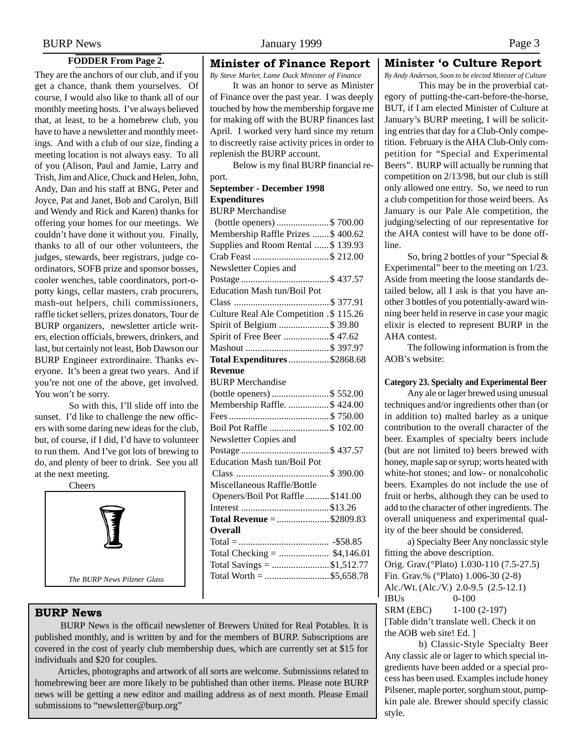**FODDER From Page 2.**

They are the anchors of our club, and if you get a chance, thank them yourselves. Of course, I would also like to thank all of our monthly meeting hosts. I've always believed that, at least, to be a homebrew club, you have to have a newsletter and monthly meetings. And with a club of our size, finding a meeting location is not always easy. To all of you (Alison, Paul and Jamie, Larry and Trish, Jim and Alice, Chuck and Helen, John, Andy, Dan and his staff at BNG, Peter and Joyce, Pat and Janet, Bob and Carolyn, Bill and Wendy and Rick and Karen) thanks for offering your homes for our meetings. We couldn't have done it without you. Finally, thanks to all of our other volunteers, the judges, stewards, beer registrars, judge coordinators, SOFB prize and sponsor bosses, cooler wenches, table coordinators, port-o-potty kings, cellar masters, crab procurers, mash-out helpers, chili commissioners, raffle ticket sellers, prizes donators, Tour de BURP organizers, newsletter article writers, election officials, brewers, drinkers, and last, but certainly not least, Bob Dawson our BURP Engineer extrordinaire. Thanks everyone. It's been a great two years. And if you're not one of the above, get involved. You won't be sorry.

So with this, I'll slide off into the sunset. I'd like to challenge the new officers with some daring new ideas for the club, but, of course, if I did, I'd have to volunteer to run them. And I've got lots of brewing to do, and plenty of beer to drink. See you all at the next meeting.

Cheers

*The BURP News Pilzner Glass*

## Minister of Finance Report

*By Steve Marler, Lame Duck Minister of Finance*

It was an honor to serve as Minister of Finance over the past year. I was deeply touched by how the membership forgave me for making off with the BURP finances last April. I worked very hard since my return to discreetly raise activity prices in order to replenish the BURP account.

Below is my final BURP financial report.

**September - December 1998**

**Expenditures**

| | |
|---|---|
| BURP Merchandise (bottle openers) | $ 700.00 |
| Membership Raffle Prizes | $ 400.62 |
| Supplies and Room Rental | $ 139.93 |
| Crab Feast | $ 212.00 |
| Newsletter Copies and Postage | $ 437.57 |
| Education Mash tun/Boil Pot Class | $ 377.91 |
| Culture Real Ale Competition | $ 115.26 |
| Spirit of Belgium | $ 39.80 |
| Spirit of Free Beer | $ 47.62 |
| Mashout | $ 397.97 |
| **Total Expenditures** | $2868.68 |

**Revenue**

| | |
|---|---|
| BURP Merchandise (bottle openers) | $ 552.00 |
| Membership Raffle. | $ 424.00 |
| Fees | $ 750.00 |
| Boil Pot Raffle | $ 102.00 |
| Newsletter Copies and Postage | $ 437.57 |
| Education Mash tun/Boil Pot Class | $ 390.00 |
| Miscellaneous Raffle/Bottle Openers/Boil Pot Raffle | $141.00 |
| Interest | $13.26 |
| **Total Revenue** = | $2809.83 |

**Overall**

| | |
|---|---|
| Total = | -$58.85 |
| Total Checking = | $4,146.01 |
| Total Savings = | $1,512.77 |
| Total Worth = | $5,658.78 |

## Minister 'o Culture Report

*By Andy Anderson, Soon to be elected Minister of Culture*

This may be in the proverbial category of putting-the-cart-before-the-horse, BUT, if I am elected Minister of Culture at January's BURP meeting, I will be soliciting entries that day for a Club-Only competition. February is the AHA Club-Only competition for "Special and Experimental Beers". BURP will actually be running that competition on 2/13/98, but our club is still only allowed one entry. So, we need to run a club competition for those weird beers. As January is our Pale Ale competition, the judging/selecting of our representative for the AHA contest will have to be done offline.

So, bring 2 bottles of your "Special & Experimental" beer to the meeting on 1/23. Aside from meeting the loose standards detailed below, all I ask is that you have another 3 bottles of you potentially-award winning beer held in reserve in case your magic elixir is elected to represent BURP in the AHA contest.

The following information is from the AOB's website:

**Category 23. Specialty and Experimental Beer**

Any ale or lager brewed using unusual techniques and/or ingredients other than (or in addition to) malted barley as a unique contribution to the overall character of the beer. Examples of specialty beers include (but are not limited to) beers brewed with honey, maple sap or syrup; worts heated with white-hot stones; and low- or nonalcoholic beers. Examples do not include the use of fruit or herbs, although they can be used to add to the character of other ingredients. The overall uniqueness and experimental quality of the beer should be considered.

a) Specialty Beer Any nonclassic style fitting the above description.

Orig. Grav.(°Plato) 1.030-110 (7.5-27.5)
Fin. Grav.% (°Plato) 1.006-30 (2-8)
Alc./Wt. (Alc./V.) 2.0-9.5 (2.5-12.1)
IBUs 0-100
SRM (EBC) 1-100 (2-197)

[Table didn't translate well. Check it on the AOB web site! Ed. ]

b) Classic-Style Specialty Beer Any classic ale or lager to which special ingredients have been added or a special process has been used. Examples include honey Pilsener, maple porter, sorghum stout, pumpkin pale ale. Brewer should specify classic style.

## BURP News

BURP News is the officail newsletter of Brewers United for Real Potables. It is published monthly, and is written by and for the members of BURP. Subscriptions are covered in the cost of yearly club membership dues, which are currently set at $15 for individuals and $20 for couples.

Articles, photographs and artwork of all sorts are welcome. Submissions related to homebrewing beer are more likely to be published than other items. Please note BURP news will be getting a new editor and mailing address as of next month. Please Email submissions to "newsletter@burp.org"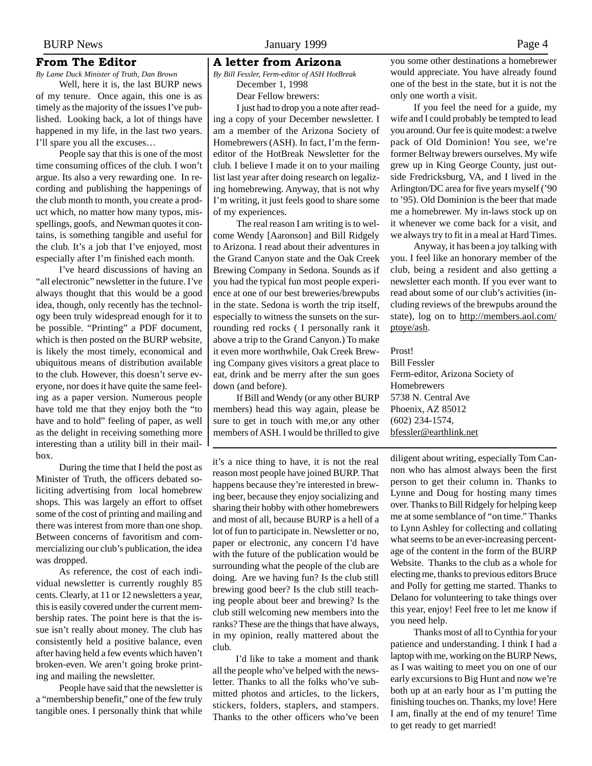## From The Editor

*By Lame Duck Minister of Truth, Dan Brown*

Well, here it is, the last BURP news of my tenure. Once again, this one is as timely as the majority of the issues I've published. Looking back, a lot of things have happened in my life, in the last two years. I'll spare you all the excuses…

People say that this is one of the most time consuming offices of the club. I won't argue. Its also a very rewarding one. In recording and publishing the happenings of the club month to month, you create a product which, no matter how many typos, misspellings, goofs, and Newman quotes it contains, is something tangible and useful for the club. It's a job that I've enjoyed, most especially after I'm finished each month.

I've heard discussions of having an "all electronic" newsletter in the future. I've always thought that this would be a good idea, though, only recently has the technology been truly widespread enough for it to be possible. "Printing" a PDF document, which is then posted on the BURP website, is likely the most timely, economical and ubiquitous means of distribution available to the club. However, this doesn't serve everyone, nor does it have quite the same feeling as a paper version. Numerous people have told me that they enjoy both the "to have and to hold" feeling of paper, as well as the delight in receiving something more interesting than a utility bill in their mailbox.

During the time that I held the post as Minister of Truth, the officers debated soliciting advertising from local homebrew shops. This was largely an effort to offset some of the cost of printing and mailing and there was interest from more than one shop. Between concerns of favoritism and commercializing our club's publication, the idea was dropped.

As reference, the cost of each individual newsletter is currently roughly 85 cents. Clearly, at 11 or 12 newsletters a year, this is easily covered under the current membership rates. The point here is that the issue isn't really about money. The club has consistently held a positive balance, even after having held a few events which haven't broken-even. We aren't going broke printing and mailing the newsletter.

People have said that the newsletter is a "membership benefit," one of the few truly tangible ones. I personally think that while it's a nice thing to have, it is not the real reason most people have joined BURP. That happens because they're interested in brewing beer, because they enjoy socializing and sharing their hobby with other homebrewers and most of all, because BURP is a hell of a lot of fun to participate in. Newsletter or no, paper or electronic, any concern I'd have with the future of the publication would be surrounding what the people of the club are doing. Are we having fun? Is the club still brewing good beer? Is the club still teaching people about beer and brewing? Is the club still welcoming new members into the ranks? These are the things that have always, in my opinion, really mattered about the club.

I'd like to take a moment and thank all the people who've helped with the newsletter. Thanks to all the folks who've submitted photos and articles, to the lickers, stickers, folders, staplers, and stampers. Thanks to the other officers who've been diligent about writing, especially Tom Cannon who has almost always been the first person to get their column in. Thanks to Lynne and Doug for hosting many times over. Thanks to Bill Ridgely for helping keep me at some semblance of "on time." Thanks to Lynn Ashley for collecting and collating what seems to be an ever-increasing percentage of the content in the form of the BURP Website. Thanks to the club as a whole for electing me, thanks to previous editors Bruce and Polly for getting me started. Thanks to Delano for volunteering to take things over this year, enjoy! Feel free to let me know if you need help.

Thanks most of all to Cynthia for your patience and understanding. I think I had a laptop with me, working on the BURP News, as I was waiting to meet you on one of our early excursions to Big Hunt and now we're both up at an early hour as I'm putting the finishing touches on. Thanks, my love! Here I am, finally at the end of my tenure! Time to get ready to get married!

## A letter from Arizona

*By Bill Fessler, Ferm-editor of ASH HotBreak*

December 1, 1998

Dear Fellow brewers:

I just had to drop you a note after reading a copy of your December newsletter. I am a member of the Arizona Society of Homebrewers (ASH). In fact, I'm the ferm-editor of the HotBreak Newsletter for the club. I believe I made it on to your mailing list last year after doing research on legalizing homebrewing. Anyway, that is not why I'm writing, it just feels good to share some of my experiences.

The real reason I am writing is to welcome Wendy [Aaronson] and Bill Ridgely to Arizona. I read about their adventures in the Grand Canyon state and the Oak Creek Brewing Company in Sedona. Sounds as if you had the typical fun most people experience at one of our best breweries/brewpubs in the state. Sedona is worth the trip itself, especially to witness the sunsets on the surrounding red rocks ( I personally rank it above a trip to the Grand Canyon.) To make it even more worthwhile, Oak Creek Brewing Company gives visitors a great place to eat, drink and be merry after the sun goes down (and before).

If Bill and Wendy (or any other BURP members) head this way again, please be sure to get in touch with me,or any other members of ASH. I would be thrilled to give you some other destinations a homebrewer would appreciate. You have already found one of the best in the state, but it is not the only one worth a visit.

If you feel the need for a guide, my wife and I could probably be tempted to lead you around. Our fee is quite modest: a twelve pack of Old Dominion! You see, we're former Beltway brewers ourselves. My wife grew up in King George County, just outside Fredricksburg, VA, and I lived in the Arlington/DC area for five years myself ('90 to '95). Old Dominion is the beer that made me a homebrewer. My in-laws stock up on it whenever we come back for a visit, and we always try to fit in a meal at Hard Times.

Anyway, it has been a joy talking with you. I feel like an honorary member of the club, being a resident and also getting a newsletter each month. If you ever want to read about some of our club's activities (including reviews of the brewpubs around the state), log on to http://members.aol.com/ptoye/ash.

Prost!
Bill Fessler
Ferm-editor, Arizona Society of Homebrewers
5738 N. Central Ave
Phoenix, AZ 85012
(602) 234-1574,
bfessler@earthlink.net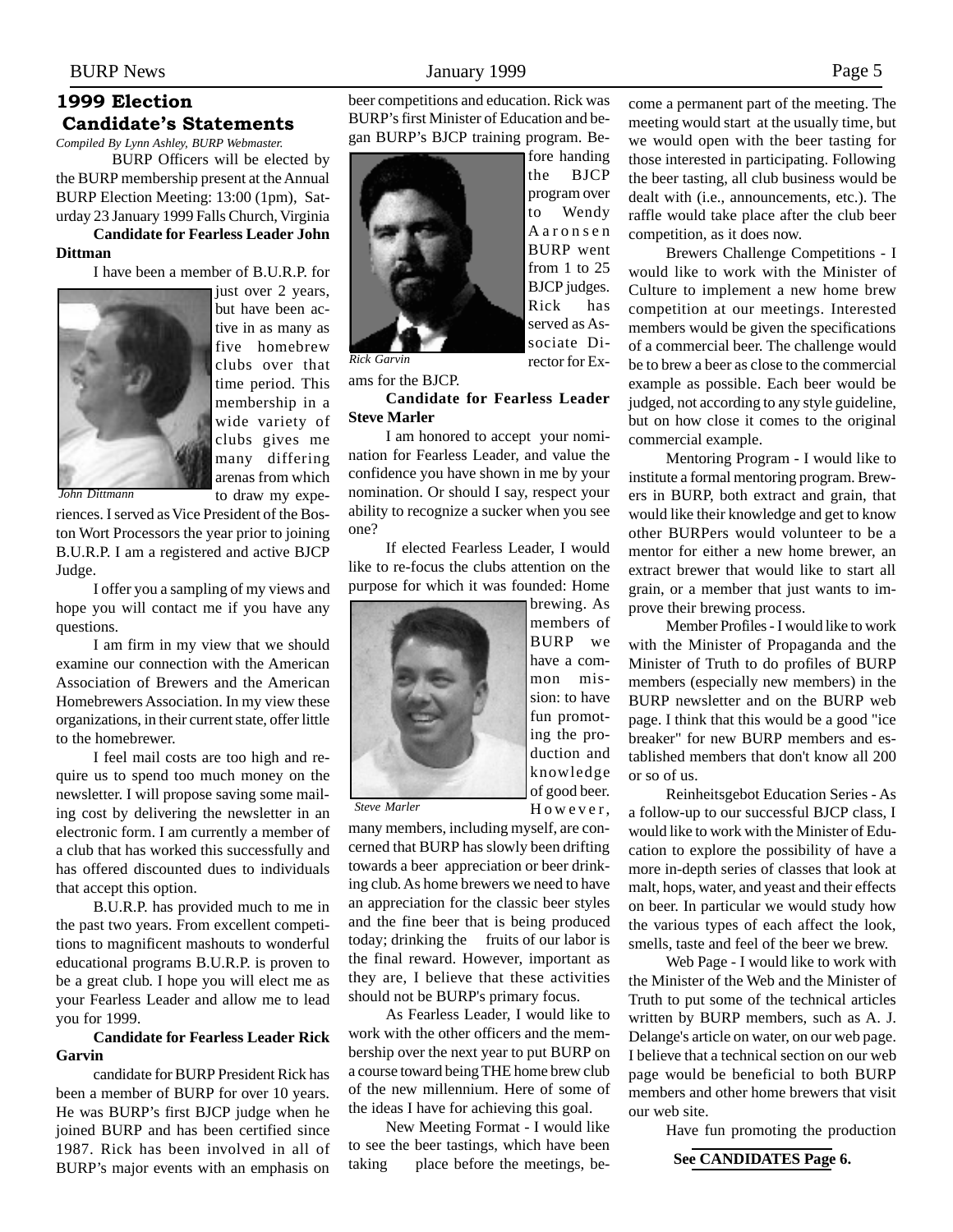## 1999 Election Candidate's Statements

*Compiled By Lynn Ashley, BURP Webmaster.*

BURP Officers will be elected by the BURP membership present at the Annual BURP Election Meeting: 13:00 (1pm), Saturday 23 January 1999 Falls Church, Virginia

**Candidate for Fearless Leader John Dittman**

I have been a member of B.U.R.P. for just over 2 years, but have been active in as many as five homebrew clubs over that time period. This membership in a wide variety of clubs gives me many differing arenas from which to draw my experiences. I served as Vice President of the Boston Wort Processors the year prior to joining B.U.R.P. I am a registered and active BJCP Judge.

*John Dittmann*

I offer you a sampling of my views and hope you will contact me if you have any questions.

I am firm in my view that we should examine our connection with the American Association of Brewers and the American Homebrewers Association. In my view these organizations, in their current state, offer little to the homebrewer.

I feel mail costs are too high and require us to spend too much money on the newsletter. I will propose saving some mailing cost by delivering the newsletter in an electronic form. I am currently a member of a club that has worked this successfully and has offered discounted dues to individuals that accept this option.

B.U.R.P. has provided much to me in the past two years. From excellent competitions to magnificent mashouts to wonderful educational programs B.U.R.P. is proven to be a great club. I hope you will elect me as your Fearless Leader and allow me to lead you for 1999.

**Candidate for Fearless Leader Rick Garvin**

candidate for BURP President Rick has been a member of BURP for over 10 years. He was BURP's first BJCP judge when he joined BURP and has been certified since 1987. Rick has been involved in all of BURP's major events with an emphasis on beer competitions and education. Rick was BURP's first Minister of Education and began BURP's BJCP training program. Before handing the BJCP program over to Wendy Aaronsen BURP went from 1 to 25 BJCP judges. Rick has served as Associate Director for Exams for the BJCP.

*Rick Garvin*

**Candidate for Fearless Leader Steve Marler**

I am honored to accept your nomination for Fearless Leader, and value the confidence you have shown in me by your nomination. Or should I say, respect your ability to recognize a sucker when you see one?

If elected Fearless Leader, I would like to re-focus the clubs attention on the purpose for which it was founded: Home brewing. As members of BURP we have a common mission: to have fun promoting the production and knowledge of good beer. However, many members, including myself, are concerned that BURP has slowly been drifting towards a beer appreciation or beer drinking club. As home brewers we need to have an appreciation for the classic beer styles and the fine beer that is being produced today; drinking the fruits of our labor is the final reward. However, important as they are, I believe that these activities should not be BURP's primary focus.

*Steve Marler*

As Fearless Leader, I would like to work with the other officers and the membership over the next year to put BURP on a course toward being THE home brew club of the new millennium. Here of some of the ideas I have for achieving this goal.

New Meeting Format - I would like to see the beer tastings, which have been taking place before the meetings, become a permanent part of the meeting. The meeting would start at the usually time, but we would open with the beer tasting for those interested in participating. Following the beer tasting, all club business would be dealt with (i.e., announcements, etc.). The raffle would take place after the club beer competition, as it does now.

Brewers Challenge Competitions - I would like to work with the Minister of Culture to implement a new home brew competition at our meetings. Interested members would be given the specifications of a commercial beer. The challenge would be to brew a beer as close to the commercial example as possible. Each beer would be judged, not according to any style guideline, but on how close it comes to the original commercial example.

Mentoring Program - I would like to institute a formal mentoring program. Brewers in BURP, both extract and grain, that would like their knowledge and get to know other BURPers would volunteer to be a mentor for either a new home brewer, an extract brewer that would like to start all grain, or a member that just wants to improve their brewing process.

Member Profiles - I would like to work with the Minister of Propaganda and the Minister of Truth to do profiles of BURP members (especially new members) in the BURP newsletter and on the BURP web page. I think that this would be a good "ice breaker" for new BURP members and established members that don't know all 200 or so of us.

Reinheitsgebot Education Series - As a follow-up to our successful BJCP class, I would like to work with the Minister of Education to explore the possibility of have a more in-depth series of classes that look at malt, hops, water, and yeast and their effects on beer. In particular we would study how the various types of each affect the look, smells, taste and feel of the beer we brew.

Web Page - I would like to work with the Minister of the Web and the Minister of Truth to put some of the technical articles written by BURP members, such as A. J. Delange's article on water, on our web page. I believe that a technical section on our web page would be beneficial to both BURP members and other home brewers that visit our web site.

Have fun promoting the production

**See CANDIDATES Page 6.**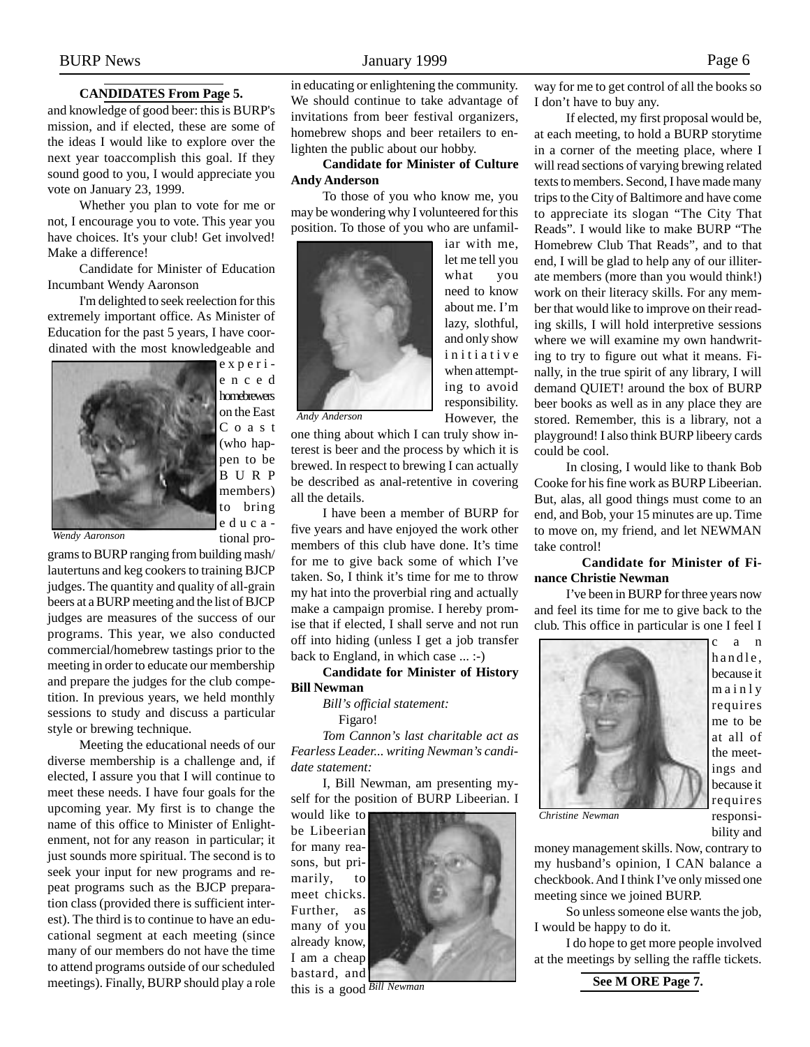**CANDIDATES From Page 5.**

and knowledge of good beer: this is BURP's mission, and if elected, these are some of the ideas I would like to explore over the next year toaccomplish this goal. If they sound good to you, I would appreciate you vote on January 23, 1999.

Whether you plan to vote for me or not, I encourage you to vote. This year you have choices. It's your club! Get involved! Make a difference!

Candidate for Minister of Education Incumbant Wendy Aaronson

I'm delighted to seek reelection for this extremely important office. As Minister of Education for the past 5 years, I have coordinated with the most knowledgeable and experienced homebrewers on the East Coast (who happen to be BURP members) to bring educational programs to BURP ranging from building mash/lautertuns and keg cookers to training BJCP judges. The quantity and quality of all-grain beers at a BURP meeting and the list of BJCP judges are measures of the success of our programs. This year, we also conducted commercial/homebrew tastings prior to the meeting in order to educate our membership and prepare the judges for the club competition. In previous years, we held monthly sessions to study and discuss a particular style or brewing technique.

*Wendy Aaronson*

Meeting the educational needs of our diverse membership is a challenge and, if elected, I assure you that I will continue to meet these needs. I have four goals for the upcoming year. My first is to change the name of this office to Minister of Enlightenment, not for any reason in particular; it just sounds more spiritual. The second is to seek your input for new programs and repeat programs such as the BJCP preparation class (provided there is sufficient interest). The third is to continue to have an educational segment at each meeting (since many of our members do not have the time to attend programs outside of our scheduled meetings). Finally, BURP should play a role in educating or enlightening the community. We should continue to take advantage of invitations from beer festival organizers, homebrew shops and beer retailers to enlighten the public about our hobby.

**Candidate for Minister of Culture Andy Anderson**

To those of you who know me, you may be wondering why I volunteered for this position. To those of you who are unfamiliar with me, let me tell you what you need to know about me. I'm lazy, slothful, and only show initiative when attempting to avoid responsibility. However, the one thing about which I can truly show interest is beer and the process by which it is brewed. In respect to brewing I can actually be described as anal-retentive in covering all the details.

*Andy Anderson*

I have been a member of BURP for five years and have enjoyed the work other members of this club have done. It's time for me to give back some of which I've taken. So, I think it's time for me to throw my hat into the proverbial ring and actually make a campaign promise. I hereby promise that if elected, I shall serve and not run off into hiding (unless I get a job transfer back to England, in which case ... :-)

**Candidate for Minister of History Bill Newman**

*Bill's official statement:*

Figaro!

*Tom Cannon's last charitable act as Fearless Leader... writing Newman's candidate statement:*

I, Bill Newman, am presenting myself for the position of BURP Libeerian. I would like to be Libeerian for many reasons, but primarily, to meet chicks. Further, as many of you already know, I am a cheap bastard, and this is a good way for me to get control of all the books so I don't have to buy any.

*Bill Newman*

If elected, my first proposal would be, at each meeting, to hold a BURP storytime in a corner of the meeting place, where I will read sections of varying brewing related texts to members. Second, I have made many trips to the City of Baltimore and have come to appreciate its slogan "The City That Reads". I would like to make BURP "The Homebrew Club That Reads", and to that end, I will be glad to help any of our illiterate members (more than you would think!) work on their literacy skills. For any member that would like to improve on their reading skills, I will hold interpretive sessions where we will examine my own handwriting to try to figure out what it means. Finally, in the true spirit of any library, I will demand QUIET! around the box of BURP beer books as well as in any place they are stored. Remember, this is a library, not a playground! I also think BURP libeery cards could be cool.

In closing, I would like to thank Bob Cooke for his fine work as BURP Libeerian. But, alas, all good things must come to an end, and Bob, your 15 minutes are up. Time to move on, my friend, and let NEWMAN take control!

**Candidate for Minister of Finance Christie Newman**

I've been in BURP for three years now and feel its time for me to give back to the club. This office in particular is one I feel I can handle, because it mainly requires me to be at all of the meetings and because it requires responsibility and money management skills. Now, contrary to my husband's opinion, I CAN balance a checkbook. And I think I've only missed one meeting since we joined BURP.

*Christine Newman*

So unless someone else wants the job, I would be happy to do it.

I do hope to get more people involved at the meetings by selling the raffle tickets.

**See M ORE Page 7.**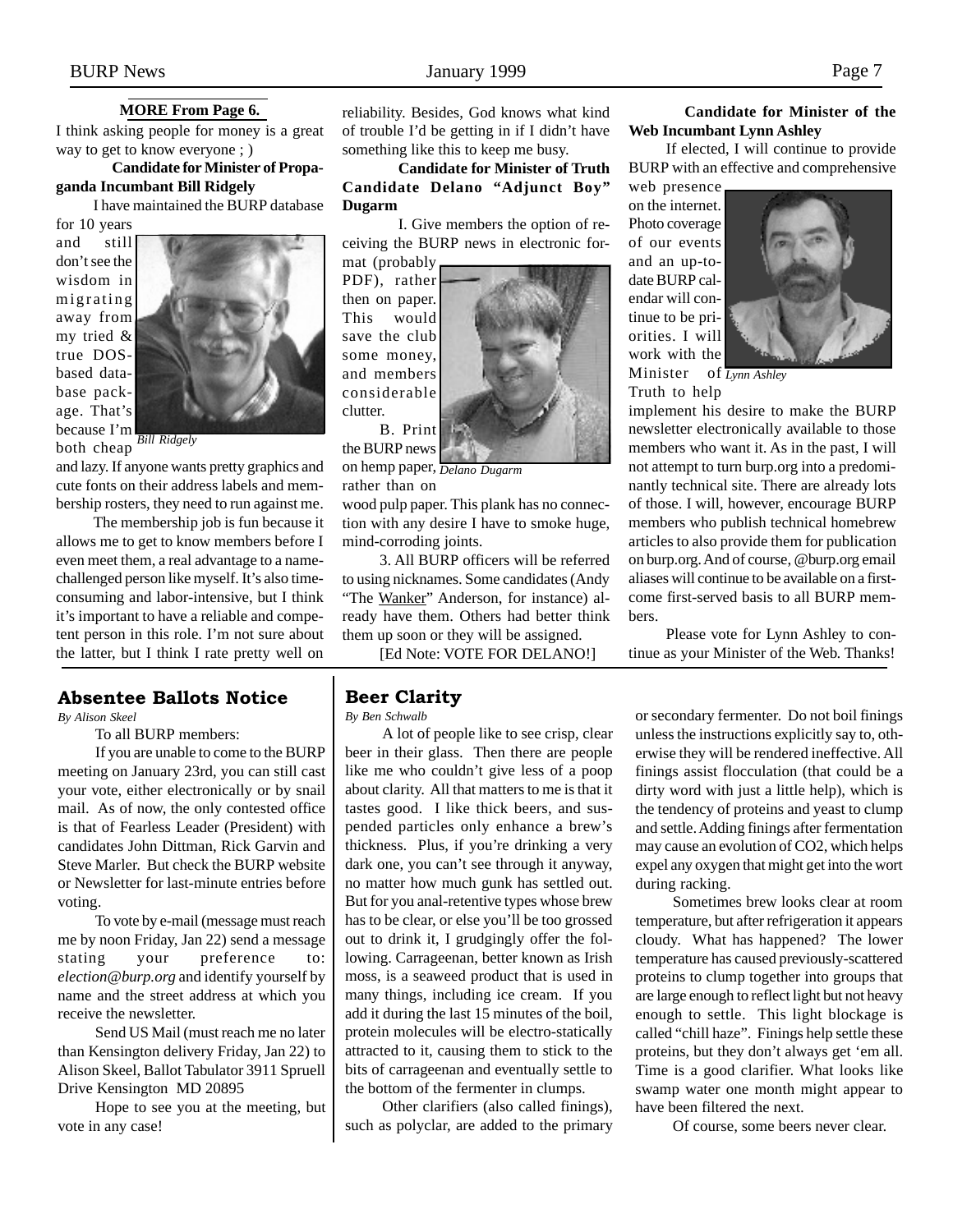**MORE From Page 6.**

I think asking people for money is a great way to get to know everyone ; )

**Candidate for Minister of Propaganda Incumbant Bill Ridgely**

I have maintained the BURP database for 10 years and still don't see the wisdom in migrating away from my tried & true DOS-based database package. That's because I'm both cheap and lazy. If anyone wants pretty graphics and cute fonts on their address labels and membership rosters, they need to run against me.

*Bill Ridgely*

The membership job is fun because it allows me to get to know members before I even meet them, a real advantage to a name-challenged person like myself. It's also time-consuming and labor-intensive, but I think it's important to have a reliable and competent person in this role. I'm not sure about the latter, but I think I rate pretty well on reliability. Besides, God knows what kind of trouble I'd be getting in if I didn't have something like this to keep me busy.

**Candidate for Minister of Truth Candidate Delano "Adjunct Boy" Dugarm**

I. Give members the option of receiving the BURP news in electronic format (probably PDF), rather then on paper. This would save the club some money, and members considerable clutter.

B. Print the BURP news on hemp paper, rather than on wood pulp paper. This plank has no connection with any desire I have to smoke huge, mind-corroding joints.

*Delano Dugarm*

3. All BURP officers will be referred to using nicknames. Some candidates (Andy "The Wanker" Anderson, for instance) already have them. Others had better think them up soon or they will be assigned.

[Ed Note: VOTE FOR DELANO!]

**Candidate for Minister of the Web Incumbant Lynn Ashley**

If elected, I will continue to provide BURP with an effective and comprehensive web presence on the internet. Photo coverage of our events and an up-to-date BURP calendar will continue to be priorities. I will work with the Minister of Truth to help implement his desire to make the BURP newsletter electronically available to those members who want it. As in the past, I will not attempt to turn burp.org into a predominantly technical site. There are already lots of those. I will, however, encourage BURP members who publish technical homebrew articles to also provide them for publication on burp.org. And of course, @burp.org email aliases will continue to be available on a first-come first-served basis to all BURP members.

*Lynn Ashley*

Please vote for Lynn Ashley to continue as your Minister of the Web. Thanks!

## Absentee Ballots Notice

*By Alison Skeel*

To all BURP members:

If you are unable to come to the BURP meeting on January 23rd, you can still cast your vote, either electronically or by snail mail. As of now, the only contested office is that of Fearless Leader (President) with candidates John Dittman, Rick Garvin and Steve Marler. But check the BURP website or Newsletter for last-minute entries before voting.

To vote by e-mail (message must reach me by noon Friday, Jan 22) send a message stating your preference to: *election@burp.org* and identify yourself by name and the street address at which you receive the newsletter.

Send US Mail (must reach me no later than Kensington delivery Friday, Jan 22) to Alison Skeel, Ballot Tabulator 3911 Spruell Drive Kensington MD 20895

Hope to see you at the meeting, but vote in any case!

## Beer Clarity

*By Ben Schwalb*

A lot of people like to see crisp, clear beer in their glass. Then there are people like me who couldn't give less of a poop about clarity. All that matters to me is that it tastes good. I like thick beers, and suspended particles only enhance a brew's thickness. Plus, if you're drinking a very dark one, you can't see through it anyway, no matter how much gunk has settled out. But for you anal-retentive types whose brew has to be clear, or else you'll be too grossed out to drink it, I grudgingly offer the following. Carrageenan, better known as Irish moss, is a seaweed product that is used in many things, including ice cream. If you add it during the last 15 minutes of the boil, protein molecules will be electro-statically attracted to it, causing them to stick to the bits of carrageenan and eventually settle to the bottom of the fermenter in clumps.

Other clarifiers (also called finings), such as polyclar, are added to the primary or secondary fermenter. Do not boil finings unless the instructions explicitly say to, otherwise they will be rendered ineffective. All finings assist flocculation (that could be a dirty word with just a little help), which is the tendency of proteins and yeast to clump and settle. Adding finings after fermentation may cause an evolution of $CO_2$, which helps expel any oxygen that might get into the wort during racking.

Sometimes brew looks clear at room temperature, but after refrigeration it appears cloudy. What has happened? The lower temperature has caused previously-scattered proteins to clump together into groups that are large enough to reflect light but not heavy enough to settle. This light blockage is called "chill haze". Finings help settle these proteins, but they don't always get 'em all. Time is a good clarifier. What looks like swamp water one month might appear to have been filtered the next.

Of course, some beers never clear.